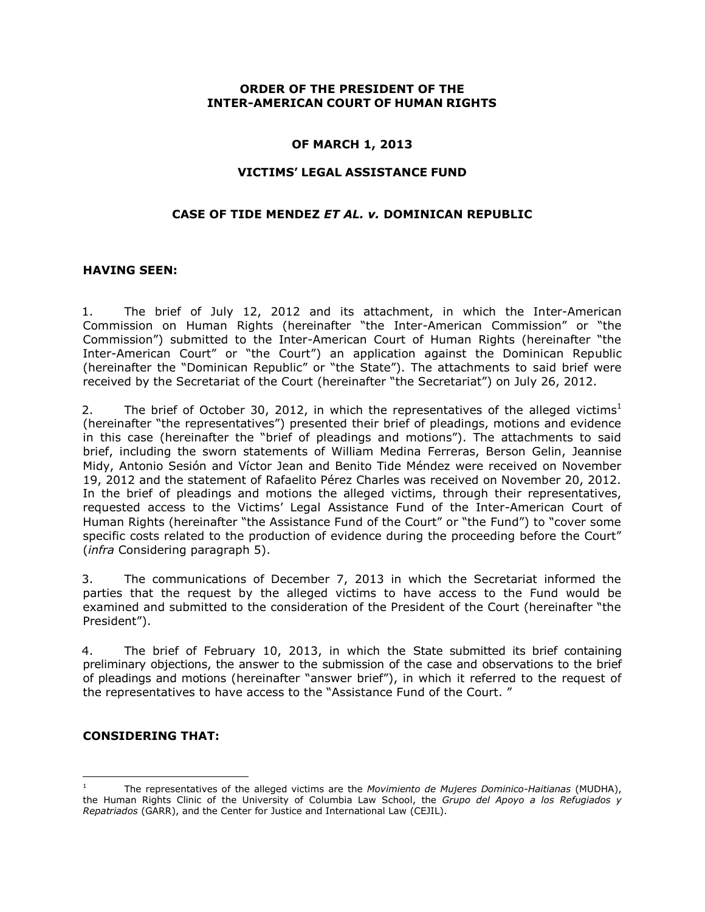**ORDER OF THE PRESIDENT OF THE INTER-AMERICAN COURT OF HUMAN RIGHTS**

**OF MARCH 1, 2013**

**VICTIMS' LEGAL ASSISTANCE FUND**

**CASE OF TIDE MENDEZ *ET AL. v.* DOMINICAN REPUBLIC**

**HAVING SEEN:**

1. The brief of July 12, 2012 and its attachment, in which the Inter-American Commission on Human Rights (hereinafter "the Inter-American Commission" or "the Commission") submitted to the Inter-American Court of Human Rights (hereinafter "the Inter-American Court" or "the Court") an application against the Dominican Republic (hereinafter the "Dominican Republic" or "the State"). The attachments to said brief were received by the Secretariat of the Court (hereinafter "the Secretariat") on July 26, 2012.

2. The brief of October 30, 2012, in which the representatives of the alleged victims[1] (hereinafter "the representatives") presented their brief of pleadings, motions and evidence in this case (hereinafter the "brief of pleadings and motions"). The attachments to said brief, including the sworn statements of William Medina Ferreras, Berson Gelin, Jeannise Midy, Antonio Sesión and Víctor Jean and Benito Tide Méndez were received on November 19, 2012 and the statement of Rafaelito Pérez Charles was received on November 20, 2012. In the brief of pleadings and motions the alleged victims, through their representatives, requested access to the Victims' Legal Assistance Fund of the Inter-American Court of Human Rights (hereinafter "the Assistance Fund of the Court" or "the Fund") to "cover some specific costs related to the production of evidence during the proceeding before the Court" (*infra* Considering paragraph 5).

3. The communications of December 7, 2013 in which the Secretariat informed the parties that the request by the alleged victims to have access to the Fund would be examined and submitted to the consideration of the President of the Court (hereinafter "the President").

4. The brief of February 10, 2013, in which the State submitted its brief containing preliminary objections, the answer to the submission of the case and observations to the brief of pleadings and motions (hereinafter "answer brief"), in which it referred to the request of the representatives to have access to the "Assistance Fund of the Court. "

**CONSIDERING THAT:**

---

[1] The representatives of the alleged victims are the *Movimiento de Mujeres Dominico-Haitianas* (MUDHA), the Human Rights Clinic of the University of Columbia Law School, the *Grupo del Apoyo a los Refugiados y Repatriados* (GARR), and the Center for Justice and International Law (CEJIL).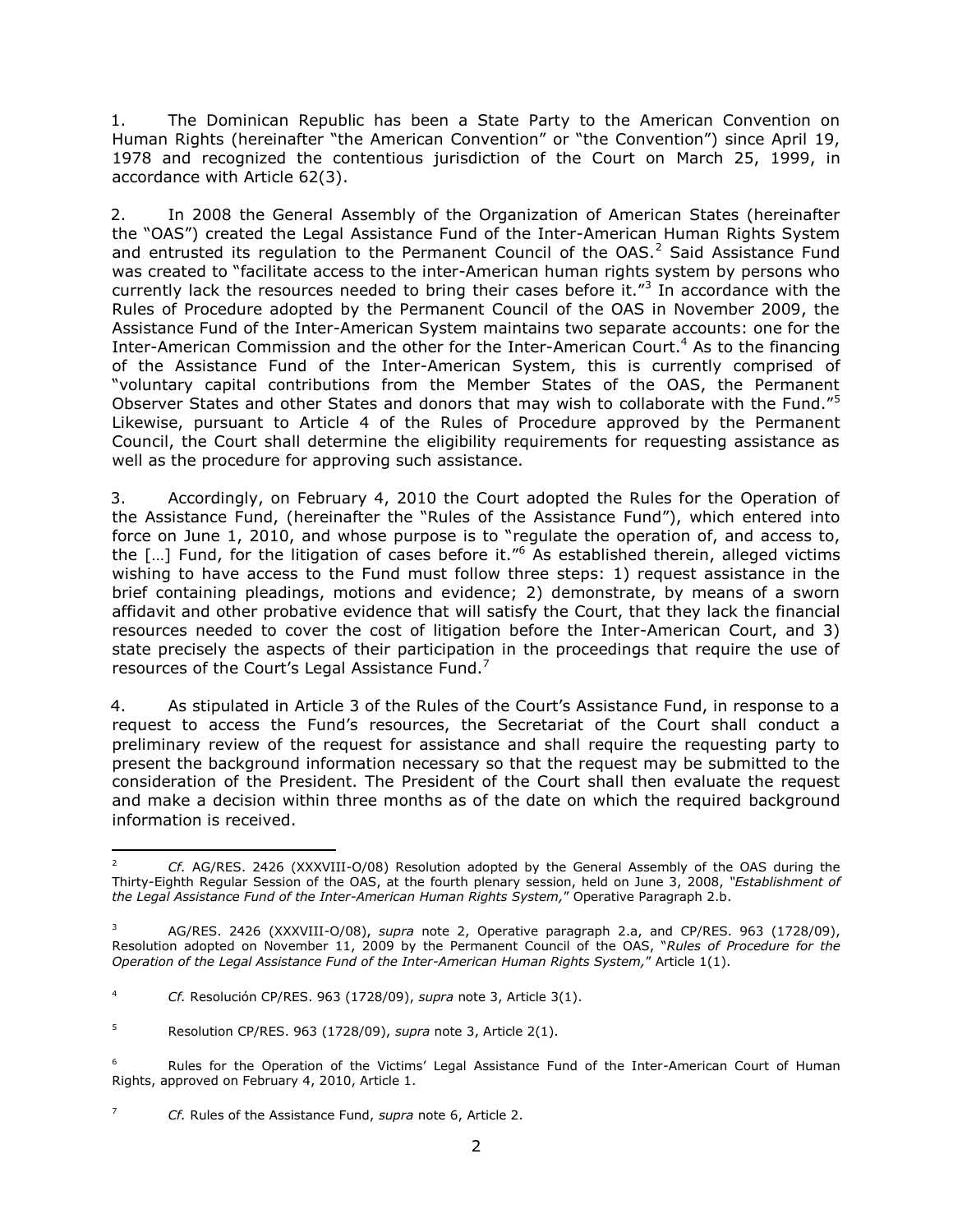1. The Dominican Republic has been a State Party to the American Convention on Human Rights (hereinafter "the American Convention" or "the Convention") since April 19, 1978 and recognized the contentious jurisdiction of the Court on March 25, 1999, in accordance with Article 62(3).

2. In 2008 the General Assembly of the Organization of American States (hereinafter the "OAS") created the Legal Assistance Fund of the Inter-American Human Rights System and entrusted its regulation to the Permanent Council of the OAS.[2] Said Assistance Fund was created to "facilitate access to the inter-American human rights system by persons who currently lack the resources needed to bring their cases before it."[3] In accordance with the Rules of Procedure adopted by the Permanent Council of the OAS in November 2009, the Assistance Fund of the Inter-American System maintains two separate accounts: one for the Inter-American Commission and the other for the Inter-American Court.[4] As to the financing of the Assistance Fund of the Inter-American System, this is currently comprised of "voluntary capital contributions from the Member States of the OAS, the Permanent Observer States and other States and donors that may wish to collaborate with the Fund."[5] Likewise, pursuant to Article 4 of the Rules of Procedure approved by the Permanent Council, the Court shall determine the eligibility requirements for requesting assistance as well as the procedure for approving such assistance.

3. Accordingly, on February 4, 2010 the Court adopted the Rules for the Operation of the Assistance Fund, (hereinafter the "Rules of the Assistance Fund"), which entered into force on June 1, 2010, and whose purpose is to "regulate the operation of, and access to, the […] Fund, for the litigation of cases before it."[6] As established therein, alleged victims wishing to have access to the Fund must follow three steps: 1) request assistance in the brief containing pleadings, motions and evidence; 2) demonstrate, by means of a sworn affidavit and other probative evidence that will satisfy the Court, that they lack the financial resources needed to cover the cost of litigation before the Inter-American Court, and 3) state precisely the aspects of their participation in the proceedings that require the use of resources of the Court's Legal Assistance Fund.[7]

4. As stipulated in Article 3 of the Rules of the Court's Assistance Fund, in response to a request to access the Fund's resources, the Secretariat of the Court shall conduct a preliminary review of the request for assistance and shall require the requesting party to present the background information necessary so that the request may be submitted to the consideration of the President. The President of the Court shall then evaluate the request and make a decision within three months as of the date on which the required background information is received.

---

[2] *Cf.* AG/RES. 2426 (XXXVIII-O/08) Resolution adopted by the General Assembly of the OAS during the Thirty-Eighth Regular Session of the OAS, at the fourth plenary session, held on June 3, 2008, *"Establishment of the Legal Assistance Fund of the Inter-American Human Rights System,"* Operative Paragraph 2.b.

[3] AG/RES. 2426 (XXXVIII-O/08), *supra* note 2, Operative paragraph 2.a, and CP/RES. 963 (1728/09), Resolution adopted on November 11, 2009 by the Permanent Council of the OAS, "*Rules of Procedure for the Operation of the Legal Assistance Fund of the Inter-American Human Rights System,*" Article 1(1).

[4] *Cf.* Resolución CP/RES. 963 (1728/09), *supra* note 3, Article 3(1).

[5] Resolution CP/RES. 963 (1728/09), *supra* note 3, Article 2(1).

[6] Rules for the Operation of the Victims' Legal Assistance Fund of the Inter-American Court of Human Rights, approved on February 4, 2010, Article 1.

[7] *Cf.* Rules of the Assistance Fund, *supra* note 6, Article 2.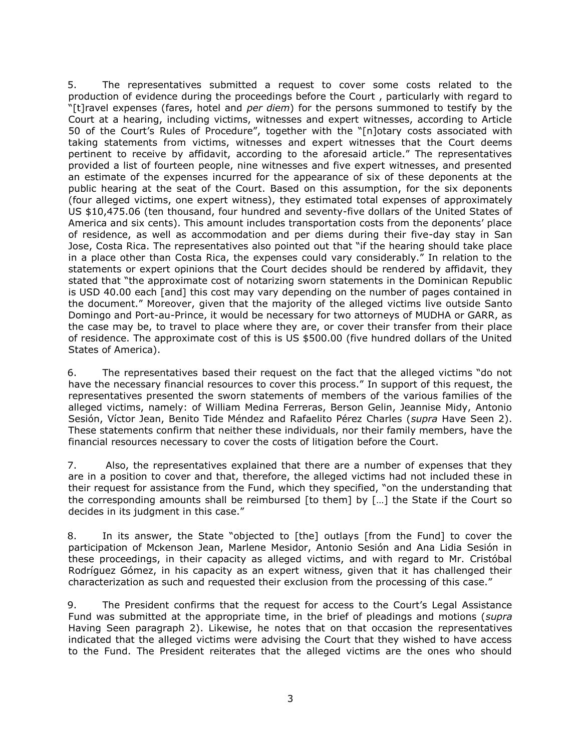5. The representatives submitted a request to cover some costs related to the production of evidence during the proceedings before the Court , particularly with regard to "[t]ravel expenses (fares, hotel and *per diem*) for the persons summoned to testify by the Court at a hearing, including victims, witnesses and expert witnesses, according to Article 50 of the Court's Rules of Procedure", together with the "[n]otary costs associated with taking statements from victims, witnesses and expert witnesses that the Court deems pertinent to receive by affidavit, according to the aforesaid article." The representatives provided a list of fourteen people, nine witnesses and five expert witnesses, and presented an estimate of the expenses incurred for the appearance of six of these deponents at the public hearing at the seat of the Court. Based on this assumption, for the six deponents (four alleged victims, one expert witness), they estimated total expenses of approximately US $10,475.06 (ten thousand, four hundred and seventy-five dollars of the United States of America and six cents). This amount includes transportation costs from the deponents' place of residence, as well as accommodation and per diems during their five-day stay in San Jose, Costa Rica. The representatives also pointed out that "if the hearing should take place in a place other than Costa Rica, the expenses could vary considerably." In relation to the statements or expert opinions that the Court decides should be rendered by affidavit, they stated that "the approximate cost of notarizing sworn statements in the Dominican Republic is USD 40.00 each [and] this cost may vary depending on the number of pages contained in the document." Moreover, given that the majority of the alleged victims live outside Santo Domingo and Port-au-Prince, it would be necessary for two attorneys of MUDHA or GARR, as the case may be, to travel to place where they are, or cover their transfer from their place of residence. The approximate cost of this is US $500.00 (five hundred dollars of the United States of America).

6. The representatives based their request on the fact that the alleged victims "do not have the necessary financial resources to cover this process." In support of this request, the representatives presented the sworn statements of members of the various families of the alleged victims, namely: of William Medina Ferreras, Berson Gelin, Jeannise Midy, Antonio Sesión, Víctor Jean, Benito Tide Méndez and Rafaelito Pérez Charles (*supra* Have Seen 2). These statements confirm that neither these individuals, nor their family members, have the financial resources necessary to cover the costs of litigation before the Court.

7. Also, the representatives explained that there are a number of expenses that they are in a position to cover and that, therefore, the alleged victims had not included these in their request for assistance from the Fund, which they specified, "on the understanding that the corresponding amounts shall be reimbursed [to them] by […] the State if the Court so decides in its judgment in this case."

8. In its answer, the State "objected to [the] outlays [from the Fund] to cover the participation of Mckenson Jean, Marlene Mesidor, Antonio Sesión and Ana Lidia Sesión in these proceedings, in their capacity as alleged victims, and with regard to Mr. Cristóbal Rodríguez Gómez, in his capacity as an expert witness, given that it has challenged their characterization as such and requested their exclusion from the processing of this case."

9. The President confirms that the request for access to the Court's Legal Assistance Fund was submitted at the appropriate time, in the brief of pleadings and motions (*supra* Having Seen paragraph 2). Likewise, he notes that on that occasion the representatives indicated that the alleged victims were advising the Court that they wished to have access to the Fund. The President reiterates that the alleged victims are the ones who should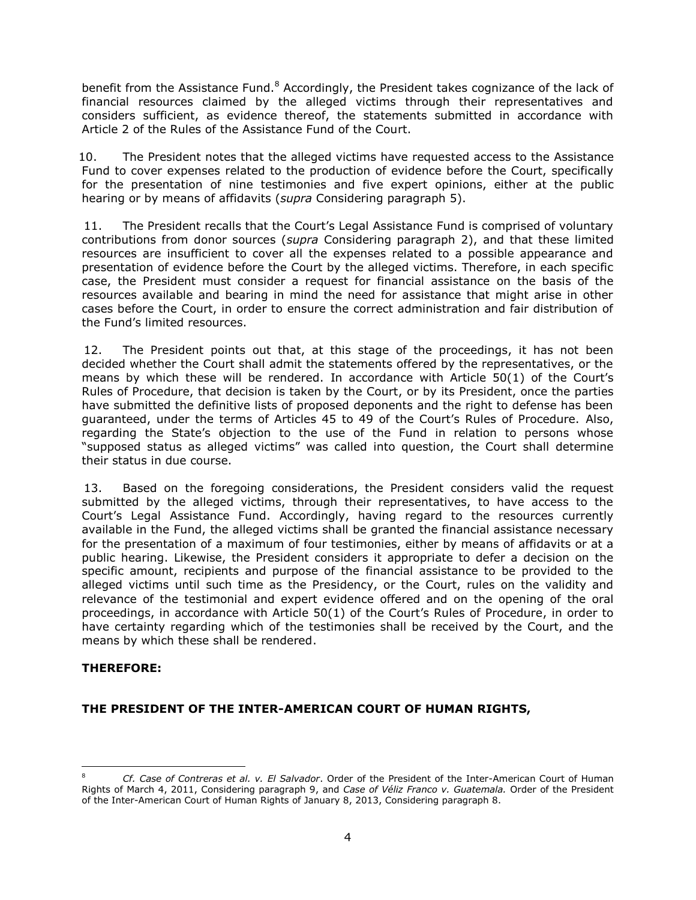benefit from the Assistance Fund.[8] Accordingly, the President takes cognizance of the lack of financial resources claimed by the alleged victims through their representatives and considers sufficient, as evidence thereof, the statements submitted in accordance with Article 2 of the Rules of the Assistance Fund of the Court.

10. The President notes that the alleged victims have requested access to the Assistance Fund to cover expenses related to the production of evidence before the Court, specifically for the presentation of nine testimonies and five expert opinions, either at the public hearing or by means of affidavits (*supra* Considering paragraph 5).

11. The President recalls that the Court's Legal Assistance Fund is comprised of voluntary contributions from donor sources (*supra* Considering paragraph 2), and that these limited resources are insufficient to cover all the expenses related to a possible appearance and presentation of evidence before the Court by the alleged victims. Therefore, in each specific case, the President must consider a request for financial assistance on the basis of the resources available and bearing in mind the need for assistance that might arise in other cases before the Court, in order to ensure the correct administration and fair distribution of the Fund's limited resources.

12. The President points out that, at this stage of the proceedings, it has not been decided whether the Court shall admit the statements offered by the representatives, or the means by which these will be rendered. In accordance with Article 50(1) of the Court's Rules of Procedure, that decision is taken by the Court, or by its President, once the parties have submitted the definitive lists of proposed deponents and the right to defense has been guaranteed, under the terms of Articles 45 to 49 of the Court's Rules of Procedure. Also, regarding the State's objection to the use of the Fund in relation to persons whose "supposed status as alleged victims" was called into question, the Court shall determine their status in due course.

13. Based on the foregoing considerations, the President considers valid the request submitted by the alleged victims, through their representatives, to have access to the Court's Legal Assistance Fund. Accordingly, having regard to the resources currently available in the Fund, the alleged victims shall be granted the financial assistance necessary for the presentation of a maximum of four testimonies, either by means of affidavits or at a public hearing. Likewise, the President considers it appropriate to defer a decision on the specific amount, recipients and purpose of the financial assistance to be provided to the alleged victims until such time as the Presidency, or the Court, rules on the validity and relevance of the testimonial and expert evidence offered and on the opening of the oral proceedings, in accordance with Article 50(1) of the Court's Rules of Procedure, in order to have certainty regarding which of the testimonies shall be received by the Court, and the means by which these shall be rendered.

**THEREFORE:**

**THE PRESIDENT OF THE INTER-AMERICAN COURT OF HUMAN RIGHTS,**

[8] *Cf. Case of Contreras et al. v. El Salvador*. Order of the President of the Inter-American Court of Human Rights of March 4, 2011, Considering paragraph 9, and *Case of Véliz Franco v. Guatemala.* Order of the President of the Inter-American Court of Human Rights of January 8, 2013, Considering paragraph 8.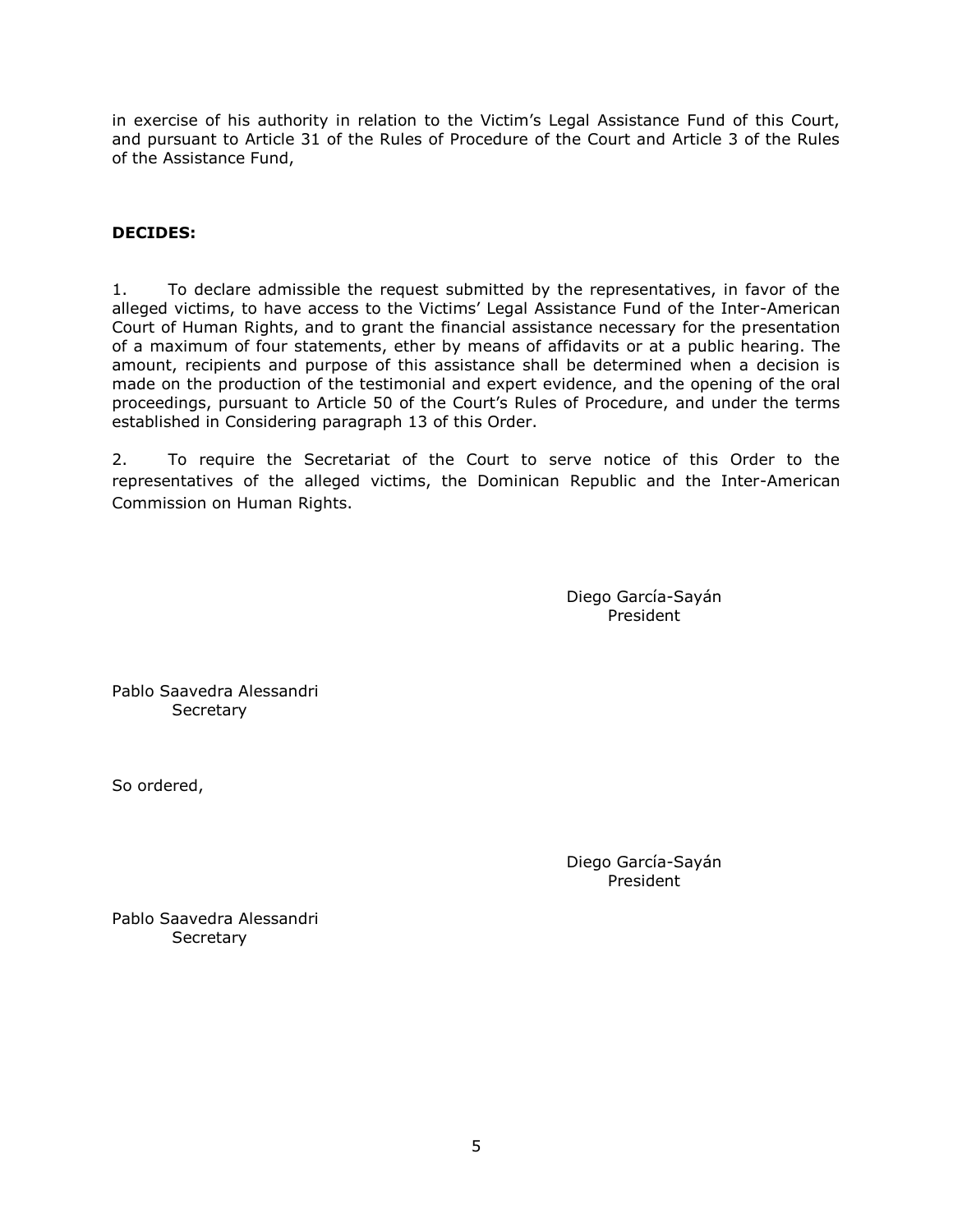in exercise of his authority in relation to the Victim's Legal Assistance Fund of this Court, and pursuant to Article 31 of the Rules of Procedure of the Court and Article 3 of the Rules of the Assistance Fund,

**DECIDES:**

1. To declare admissible the request submitted by the representatives, in favor of the alleged victims, to have access to the Victims' Legal Assistance Fund of the Inter-American Court of Human Rights, and to grant the financial assistance necessary for the presentation of a maximum of four statements, ether by means of affidavits or at a public hearing. The amount, recipients and purpose of this assistance shall be determined when a decision is made on the production of the testimonial and expert evidence, and the opening of the oral proceedings, pursuant to Article 50 of the Court's Rules of Procedure, and under the terms established in Considering paragraph 13 of this Order.

2. To require the Secretariat of the Court to serve notice of this Order to the representatives of the alleged victims, the Dominican Republic and the Inter-American Commission on Human Rights.

Diego García-Sayán
President

Pablo Saavedra Alessandri
Secretary

So ordered,

Diego García-Sayán
President

Pablo Saavedra Alessandri
Secretary